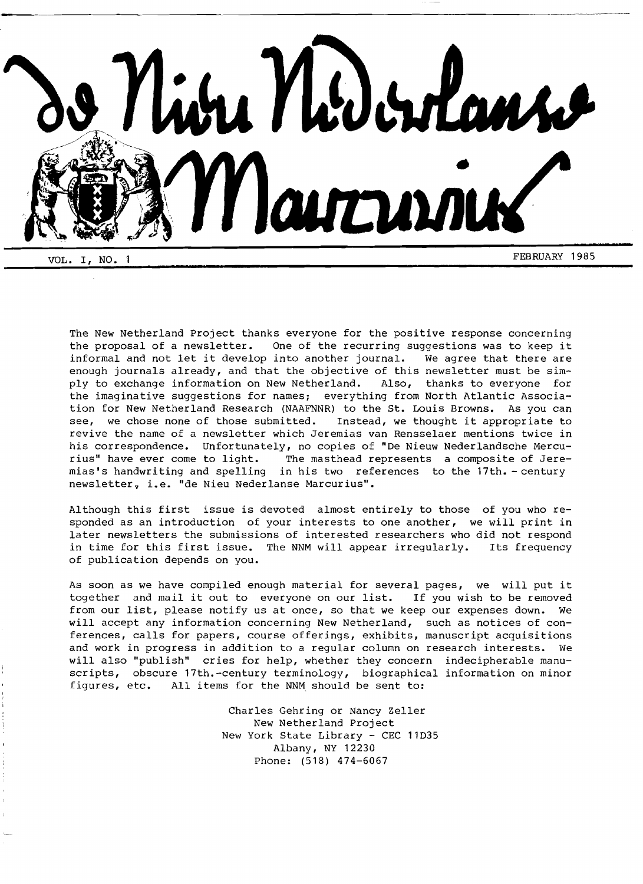# de Nieu Nederlanse Marcurius

VOL. I, NO. 1 FEBRUARY 1985

The New Netherland Project thanks everyone for the positive response concerning the proposal of a newsletter. One of the recurring suggestions was to keep it informal and not let it develop into another journal. We agree that there are enough journals already, and that the objective of this newsletter must be simply to exchange information on New Netherland. Also, thanks to everyone for the imaginative suggestions for names; everything from North Atlantic Association for New Netherland Research (NAAFNNR) to the St. Louis Browns. As you can see, we chose none of those submitted. Instead, we thought it appropriate to revive the name of a newsletter which Jeremias van Rensselaer mentions twice in his correspondence. Unfortunately, no copies of "De Nieuw Nederlandsche Mercurius" have ever come to light. The masthead represents a composite of Jeremias's handwriting and spelling in his two references to the 17th.-century newsletter, i.e. "de Nieu Nederlanse Marcurius".

Although this first issue is devoted almost entirely to those of you who responded as an introduction of your interests to one another, we will print in later newsletters the submissions of interested researchers who did not respond in time for this first issue. The NNM will appear irregularly. Its frequency of publication depends on you.

As soon as we have compiled enough material for several pages, we will put it together and mail it out to everyone on our list. If you wish to be removed from our list, please notify us at once, so that we keep our expenses down. We will accept any information concerning New Netherland, such as notices of conferences, calls for papers, course offerings, exhibits, manuscript acquisitions and work in progress in addition to a regular column on research interests. We will also "publish" cries for help, whether they concern indecipherable manuscripts, obscure 17th.-century terminology, biographical information on minor figures, etc. All items for the NNM should be sent to:

Charles Gehring or Nancy Zeller
New Netherland Project
New York State Library - CEC 11D35
Albany, NY 12230
Phone: (518) 474-6067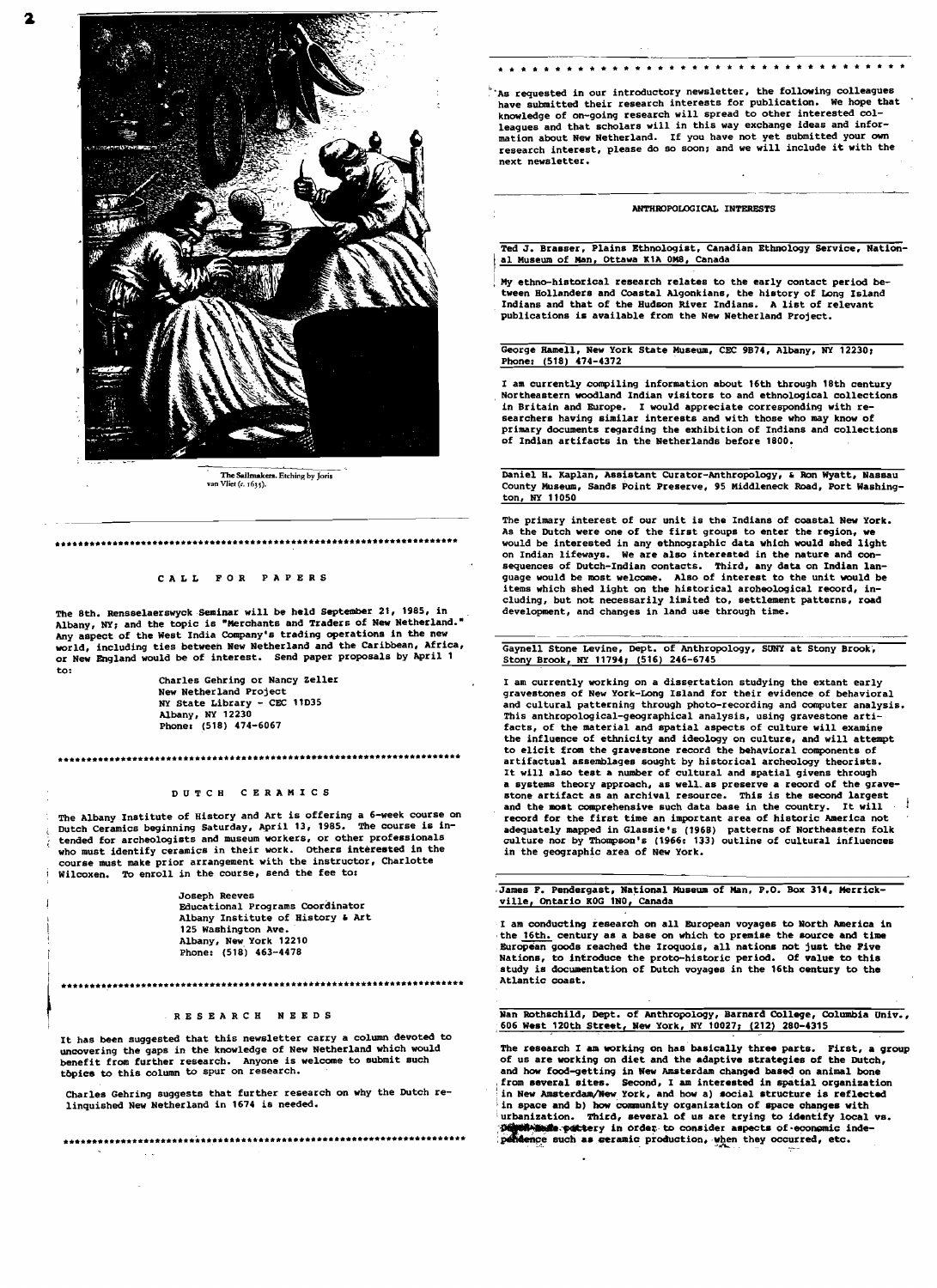The Sailmakers. Etching by Joris van Vliet (c. 1635).

---

## CALL FOR PAPERS

The 8th. Rensselaerswyck Seminar will be held September 21, 1985, in Albany, NY; and the topic is "Merchants and Traders of New Netherland." Any aspect of the West India Company's trading operations in the new world, including ties between New Netherland and the Caribbean, Africa, or New England would be of interest. Send paper proposals by April 1 to:

> Charles Gehring or Nancy Zeller
> New Netherland Project
> NY State Library - CEC 11D35
> Albany, NY 12230
> Phone: (518) 474-6067

---

## DUTCH CERAMICS

The Albany Institute of History and Art is offering a 6-week course on Dutch Ceramics beginning Saturday, April 13, 1985. The course is intended for archeologists and museum workers, or other professionals who must identify ceramics in their work. Others interested in the course must make prior arrangement with the instructor, Charlotte Wilcoxen. To enroll in the course, send the fee to:

> Joseph Reeves
> Educational Programs Coordinator
> Albany Institute of History & Art
> 125 Washington Ave.
> Albany, New York 12210
> Phone: (518) 463-4478

---

## RESEARCH NEEDS

It has been suggested that this newsletter carry a column devoted to uncovering the gaps in the knowledge of New Netherland which would benefit from further research. Anyone is welcome to submit such topics to this column to spur on research.

Charles Gehring suggests that further research on why the Dutch relinquished New Netherland in 1674 is needed.

---

As requested in our introductory newsletter, the following colleagues have submitted their research interests for publication. We hope that knowledge of on-going research will spread to other interested colleagues and that scholars will in this way exchange ideas and information about New Netherland. If you have not yet submitted your own research interest, please do so soon; and we will include it with the next newsletter.

## ANTHROPOLOGICAL INTERESTS

**Ted J. Brasser, Plains Ethnologist, Canadian Ethnology Service, National Museum of Man, Ottawa K1A 0M8, Canada**

My ethno-historical research relates to the early contact period between Hollanders and Coastal Algonkians, the history of Long Island Indians and that of the Hudson River Indians. A list of relevant publications is available from the New Netherland Project.

**George Hamell, New York State Museum, CEC 9B74, Albany, NY 12230; Phone: (518) 474-4372**

I am currently compiling information about 16th through 18th century Northeastern woodland Indian visitors to and ethnological collections in Britain and Europe. I would appreciate corresponding with researchers having similar interests and with those who may know of primary documents regarding the exhibition of Indians and collections of Indian artifacts in the Netherlands before 1800.

**Daniel H. Kaplan, Assistant Curator-Anthropology, & Ron Wyatt, Nassau County Museum, Sands Point Preserve, 95 Middleneck Road, Port Washington, NY 11050**

The primary interest of our unit is the Indians of coastal New York. As the Dutch were one of the first groups to enter the region, we would be interested in any ethnographic data which would shed light on Indian lifeways. We are also interested in the nature and consequences of Dutch-Indian contacts. Third, any data on Indian language would be most welcome. Also of interest to the unit would be items which shed light on the historical archeological record, including, but not necessarily limited to, settlement patterns, road development, and changes in land use through time.

**Gaynell Stone Levine, Dept. of Anthropology, SUNY at Stony Brook, Stony Brook, NY 11794; (516) 246-6745**

I am currently working on a dissertation studying the extant early gravestones of New York-Long Island for their evidence of behavioral and cultural patterning through photo-recording and computer analysis. This anthropological-geographical analysis, using gravestone artifacts, of the material and spatial aspects of culture will examine the influence of ethnicity and ideology on culture, and will attempt to elicit from the gravestone record the behavioral components of artifactual assemblages sought by historical archeology theorists. It will also test a number of cultural and spatial givens through a systems theory approach, as well as preserve a record of the gravestone artifact as an archival resource. This is the second largest and the most comprehensive such data base in the country. It will record for the first time an important area of historic America not adequately mapped in Glassie's (1968) patterns of Northeastern folk culture nor by Thompson's (1966: 133) outline of cultural influences in the geographic area of New York.

**James F. Pendergast, National Museum of Man, P.O. Box 314, Merrickville, Ontario K0G 1N0, Canada**

I am conducting research on all European voyages to North America in the 16th. century as a base on which to premise the source and time European goods reached the Iroquois, all nations not just the Five Nations, to introduce the proto-historic period. Of value to this study is documentation of Dutch voyages in the 16th century to the Atlantic coast.

**Nan Rothschild, Dept. of Anthropology, Barnard College, Columbia Univ., 606 West 120th Street, New York, NY 10027; (212) 280-4315**

The research I am working on has basically three parts. First, a group of us are working on diet and the adaptive strategies of the Dutch, and how food-getting in New Amsterdam changed based on animal bone from several sites. Second, I am interested in spatial organization in New Amsterdam/New York, and how a) social structure is reflected in space and b) how community organization of space changes with urbanization. Third, several of us are trying to identify local vs. imported-made pottery in order to consider aspects of economic independence such as ceramic production, when they occurred, etc.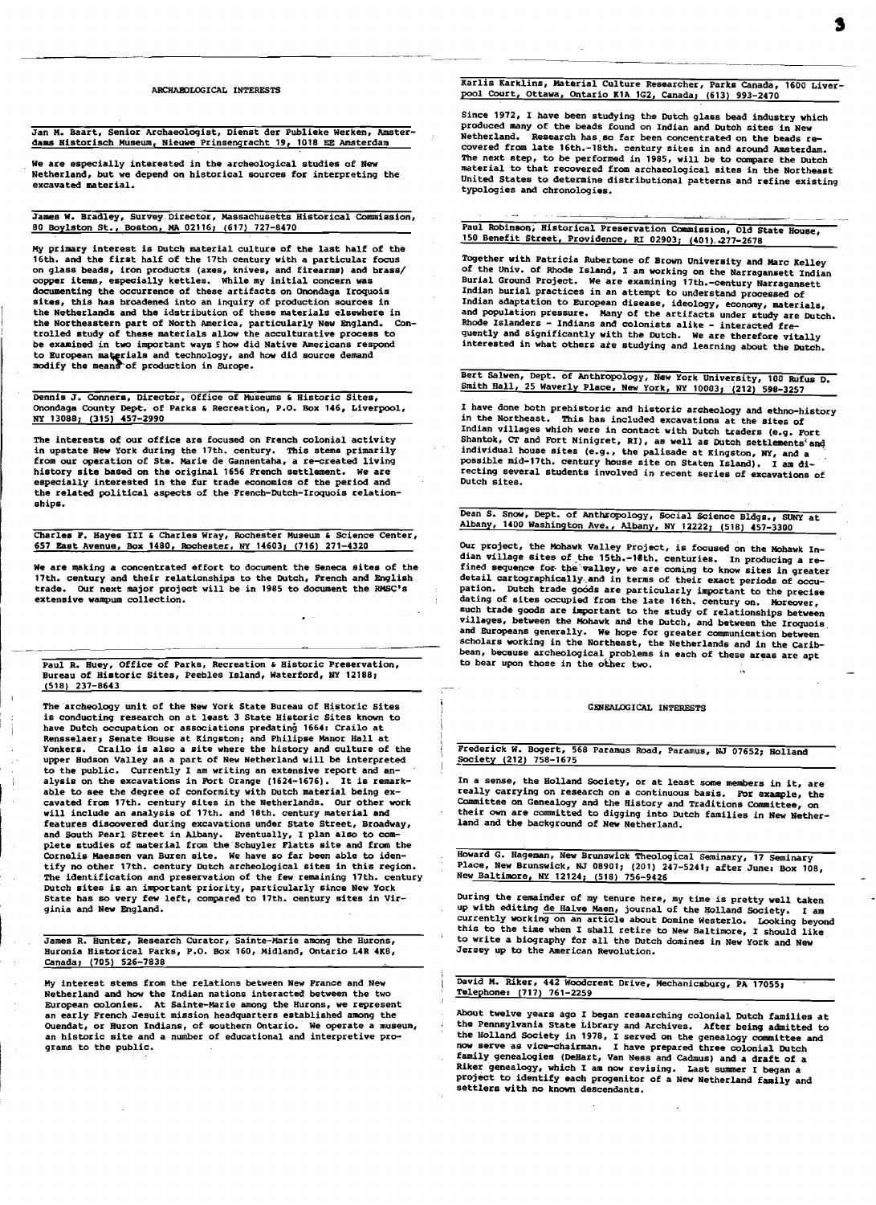## ARCHAEOLOGICAL INTERESTS

**Jan M. Baart, Senior Archaeologist, Dienst der Publieke Werken, Amsterdams Historisch Museum, Nieuwe Prinsengracht 19, 1018 EE Amsterdam**

We are especially interested in the archeological studies of New Netherland, but we depend on historical sources for interpreting the excavated material.

**James W. Bradley, Survey Director, Massachusetts Historical Commission, 80 Boylston St., Boston, MA 02116; (617) 727-8470**

My primary interest is Dutch material culture of the last half of the 16th. and the first half of the 17th century with a particular focus on glass beads, iron products (axes, knives, and firearms) and brass/copper items, especially kettles. While my initial concern was documenting the occurrence of these artifacts on Onondaga Iroquois sites, this has broadened into an inquiry of production sources in the Netherlands and the idstribution of these materials elsewhere in the Northeastern part of North America, particularly New England. Controlled study of these materials allow the acculturative process to be examined in two important ways : how did Native Americans respond to European materials and technology, and how did source demand modify the means of production in Europe.

**Dennis J. Conners, Director, Office of Museums & Historic Sites, Onondaga County Dept. of Parks & Recreation, P.O. Box 146, Liverpool, NY 13088; (315) 457-2990**

The interests of our office are focused on French colonial activity in upstate New York during the 17th. century. This stems primarily from our operation of Ste. Marie de Gannentaha, a re-created living history site based on the original 1656 French settlement. We are especially interested in the fur trade economics of the period and the related political aspects of the French-Dutch-Iroquois relationships.

**Charles F. Hayes III & Charles Wray, Rochester Museum & Science Center, 657 East Avenue, Box 1480, Rochester, NY 14603; (716) 271-4320**

We are making a concentrated effort to document the Seneca sites of the 17th. century and their relationships to the Dutch, French and English trade. Our next major project will be in 1985 to document the RMSC's extensive wampum collection.

**Paul R. Huey, Office of Parks, Recreation & Historic Preservation, Bureau of Historic Sites, Peebles Island, Waterford, NY 12188; (518) 237-8643**

The archeology unit of the New York State Bureau of Historic Sites is conducting research on at least 3 State Historic Sites known to have Dutch occupation or associations predating 1664: Crailo at Rensselaer; Senate House at Kingston; and Philipse Manor Hall at Yonkers. Crailo is also a site where the history and culture of the upper Hudson Valley as a part of New Netherland will be interpreted to the public. Currently I am writing an extensive report and analysis on the excavations in Fort Orange (1624-1676). It is remarkable to see the degree of conformity with Dutch material being excavated from 17th. century sites in the Netherlands. Our other work will include an analysis of 17th. and 18th. century material and features discovered during excavations under State Street, Broadway, and South Pearl Street in Albany. Eventually, I plan also to complete studies of material from the Schuyler Flatts site and from the Cornelis Maessen van Buren site. We have so far been able to identify no other 17th. century Dutch archeological sites in this region. The identification and preservation of the few remaining 17th. century Dutch sites is an important priority, particularly since New York State has so very few left, compared to 17th. century sites in Virginia and New England.

**James R. Hunter, Research Curator, Sainte-Marie among the Hurons, Huronia Historical Parks, P.O. Box 160, Midland, Ontario L4R 4K8, Canada; (705) 526-7838**

My interest stems from the relations between New France and New Netherland and how the Indian nations interacted between the two European colonies. At Sainte-Marie among the Hurons, we represent an early French Jesuit mission headquarters established among the Ouendat, or Huron Indians, of southern Ontario. We operate a museum, an historic site and a number of educational and interpretive programs to the public.

**Karlis Karklins, Material Culture Researcher, Parks Canada, 1600 Liverpool Court, Ottawa, Ontario K1A 1G2, Canada; (613) 993-2470**

Since 1972, I have been studying the Dutch glass bead industry which produced many of the beads found on Indian and Dutch sites in New Netherland. Research has so far been concentrated on the beads recovered from late 16th.-18th. century sites in and around Amsterdam. The next step, to be performed in 1985, will be to compare the Dutch material to that recovered from archaeological sites in the Northeast United States to determine distributional patterns and refine existing typologies and chronologies.

**Paul Robinson, Historical Preservation Commission, Old State House, 150 Benefit Street, Providence, RI 02903; (401) 277-2678**

Together with Patricia Rubertone of Brown University and Marc Kelley of the Univ. of Rhode Island, I am working on the Narragansett Indian Burial Ground Project. We are examining 17th.-century Narragansett Indian burial practices in an attempt to understand processes of Indian adaptation to European disease, ideology, economy, materials, and population pressure. Many of the artifacts under study are Dutch. Rhode Islanders - Indians and colonists alike - interacted frequently and significantly with the Dutch. We are therefore vitally interested in what others are studying and learning about the Dutch.

**Bert Salwen, Dept. of Anthropology, New York University, 100 Rufus D. Smith Hall, 25 Waverly Place, New York, NY 10003; (212) 598-3257**

I have done both prehistoric and historic archeology and ethno-history in the Northeast. This has included excavations at the sites of Indian villages which were in contact with Dutch traders (e.g. Fort Shantok, CT and Fort Ninigret, RI), as well as Dutch settlements and individual house sites (e.g., the palisade at Kingston, NY, and a possible mid-17th. century house site on Staten Island). I am directing several students involved in recent series of excavations of Dutch sites.

**Dean S. Snow, Dept. of Anthropology, Social Science Bldgs., SUNY at Albany, 1400 Washington Ave., Albany, NY 12222; (518) 457-3300**

Our project, the Mohawk Valley Project, is focused on the Mohawk Indian village sites of the 15th.-18th. centuries. In producing a refined sequence for the valley, we are coming to know sites in greater detail cartographically and in terms of their exact periods of occupation. Dutch trade goods are particularly important to the precise dating of sites occupied from the late 16th. century on. Moreover, such trade goods are important to the study of relationships between villages, between the Mohawk and the Dutch, and between the Iroquois and Europeans generally. We hope for greater communication between scholars working in the Northeast, the Netherlands and in the Caribbean, because archeological problems in each of these areas are apt to bear upon those in the other two.

## GENEALOGICAL INTERESTS

**Frederick W. Bogert, 568 Paramus Road, Paramus, NJ 07652; Holland Society (212) 758-1675**

In a sense, the Holland Society, or at least some members in it, are really carrying on research on a continuous basis. For example, the Committee on Genealogy and the History and Traditions Committee, on their own are committed to digging into Dutch families in New Netherland and the background of New Netherland.

**Howard G. Hageman, New Brunswick Theological Seminary, 17 Seminary Place, New Brunswick, NJ 08901; (201) 247-5241; after June: Box 108, New Baltimore, NY 12124; (518) 756-9426**

During the remainder of my tenure here, my time is pretty well taken up with editing de Halve Maen, journal of the Holland Society. I am currently working on an article about Domine Westerlo. Looking beyond this to the time when I shall retire to New Baltimore, I should like to write a biography for all the Dutch domines in New York and New Jersey up to the American Revolution.

**David M. Riker, 442 Woodcrest Drive, Mechanicsburg, PA 17055; Telephone: (717) 761-2259**

About twelve years ago I began researching colonial Dutch families at the Pennsylvania State Library and Archives. After being admitted to the Holland Society in 1978, I served on the genealogy committee and now serve as vice-chairman. I have prepared three colonial Dutch family genealogies (DeHart, Van Ness and Cadmus) and a draft of a Riker genealogy, which I am now revising. Last summer I began a project to identify each progenitor of a New Netherland family and settlers with no known descendants.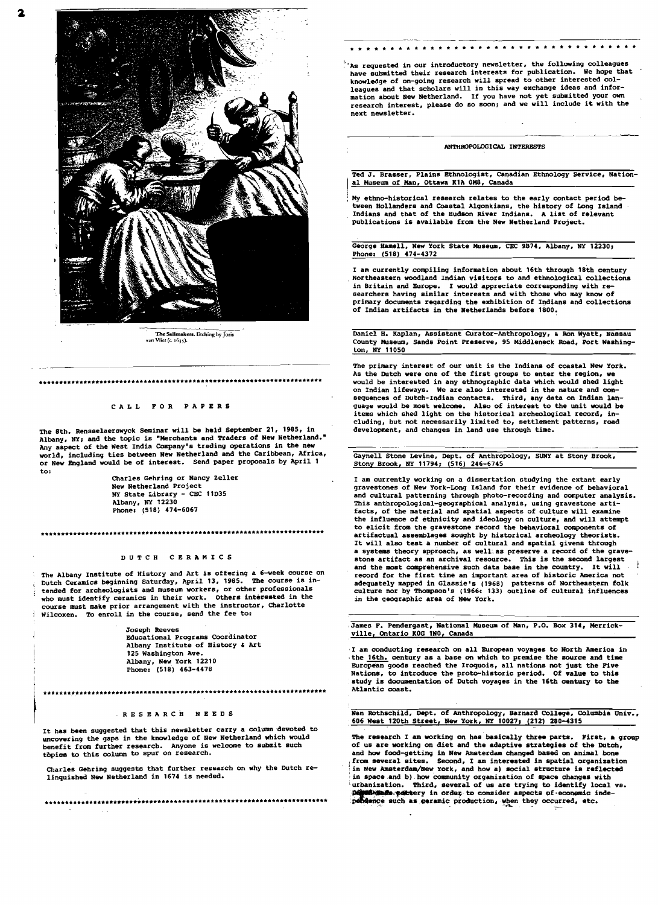The Sailmakers. Etching by Joris van Vliet (c. 1635).

***********************************************************************

## CALL FOR PAPERS

The 8th. Rensselaerswyck Seminar will be held September 21, 1985, in Albany, NY; and the topic is "Merchants and Traders of New Netherland." Any aspect of the West India Company's trading operations in the new world, including ties between New Netherland and the Caribbean, Africa, or New England would be of interest. Send paper proposals by April 1 to:

Charles Gehring or Nancy Zeller
New Netherland Project
NY State Library - CEC 11D35
Albany, NY 12230
Phone: (518) 474-6067

***********************************************************************

## DUTCH CERAMICS

The Albany Institute of History and Art is offering a 6-week course on Dutch Ceramics beginning Saturday, April 13, 1985. The course is intended for archeologists and museum workers, or other professionals who must identify ceramics in their work. Others interested in the course must make prior arrangement with the instructor, Charlotte Wilcoxen. To enroll in the course, send the fee to:

Joseph Reeves
Educational Programs Coordinator
Albany Institute of History & Art
125 Washington Ave.
Albany, New York 12210
Phone: (518) 463-4478

***********************************************************************

## RESEARCH NEEDS

It has been suggested that this newsletter carry a column devoted to uncovering the gaps in the knowledge of New Netherland which would benefit from further research. Anyone is welcome to submit such topics to this column to spur on research.

Charles Gehring suggests that further research on why the Dutch relinquished New Netherland in 1674 is needed.

***********************************************************************

***********************************

As requested in our introductory newsletter, the following colleagues have submitted their research interests for publication. We hope that knowledge of on-going research will spread to other interested colleagues and that scholars will in this way exchange ideas and information about New Netherland. If you have not yet submitted your own research interest, please do so soon; and we will include it with the next newsletter.

## ANTHROPOLOGICAL INTERESTS

Ted J. Brasser, Plains Ethnologist, Canadian Ethnology Service, National Museum of Man, Ottawa K1A 0M8, Canada

My ethno-historical research relates to the early contact period between Hollanders and Coastal Algonkians, the history of Long Island Indians and that of the Hudson River Indians. A list of relevant publications is available from the New Netherland Project.

George Hamell, New York State Museum, CEC 9B74, Albany, NY 12230; Phone: (518) 474-4372

I am currently compiling information about 16th through 18th century Northeastern woodland Indian visitors to and ethnological collections in Britain and Europe. I would appreciate corresponding with researchers having similar interests and with those who may know of primary documents regarding the exhibition of Indians and collections of Indian artifacts in the Netherlands before 1800.

Daniel H. Kaplan, Assistant Curator-Anthropology, & Ron Wyatt, Nassau County Museum, Sands Point Preserve, 95 Middleneck Road, Port Washington, NY 11050

The primary interest of our unit is the Indians of coastal New York. As the Dutch were one of the first groups to enter the region, we would be interested in any ethnographic data which would shed light on Indian lifeways. We are also interested in the nature and consequences of Dutch-Indian contacts. Third, any data on Indian language would be most welcome. Also of interest to the unit would be items which shed light on the historical archeological record, including, but not necessarily limited to, settlement patterns, road development, and changes in land use through time.

Gaynell Stone Levine, Dept. of Anthropology, SUNY at Stony Brook, Stony Brook, NY 11794; (516) 246-6745

I am currently working on a dissertation studying the extant early gravestones of New York-Long Island for their evidence of behavioral and cultural patterning through photo-recording and computer analysis. This anthropological-geographical analysis, using gravestone artifacts, of the material and spatial aspects of culture will examine the influence of ethnicity and ideology on culture, and will attempt to elicit from the gravestone record the behavioral components of artifactual assemblages sought by historical archeology theorists. It will also test a number of cultural and spatial givens through a systems theory approach, as well as preserve a record of the gravestone artifact as an archival resource. This is the second largest and the most comprehensive such data base in the country. It will record for the first time an important area of historic America not adequately mapped in Glassie's (1968) patterns of Northeastern folk culture nor by Thompson's (1966: 133) outline of cultural influences in the geographic area of New York.

James F. Pendergast, National Museum of Man, P.O. Box 314, Merrickville, Ontario K0G 1N0, Canada

I am conducting research on all European voyages to North America in the 16th. century as a base on which to premise the source and time European goods reached the Iroquois, all nations not just the Five Nations, to introduce the proto-historic period. Of value to this study is documentation of Dutch voyages in the 16th century to the Atlantic coast.

Nan Rothschild, Dept. of Anthropology, Barnard College, Columbia Univ., 606 West 120th Street, New York, NY 10027; (212) 280-4315

The research I am working on has basically three parts. First, a group of us are working on diet and the adaptive strategies of the Dutch, and how food-getting in New Amsterdam changed based on animal bone from several sites. Second, I am interested in spatial organization in New Amsterdam/New York, and how a) social structure is reflected in space and b) how community organization of space changes with urbanization. Third, several of us are trying to identify local vs. imported pottery in order to consider aspects of economic independence such as ceramic production, when they occurred, etc.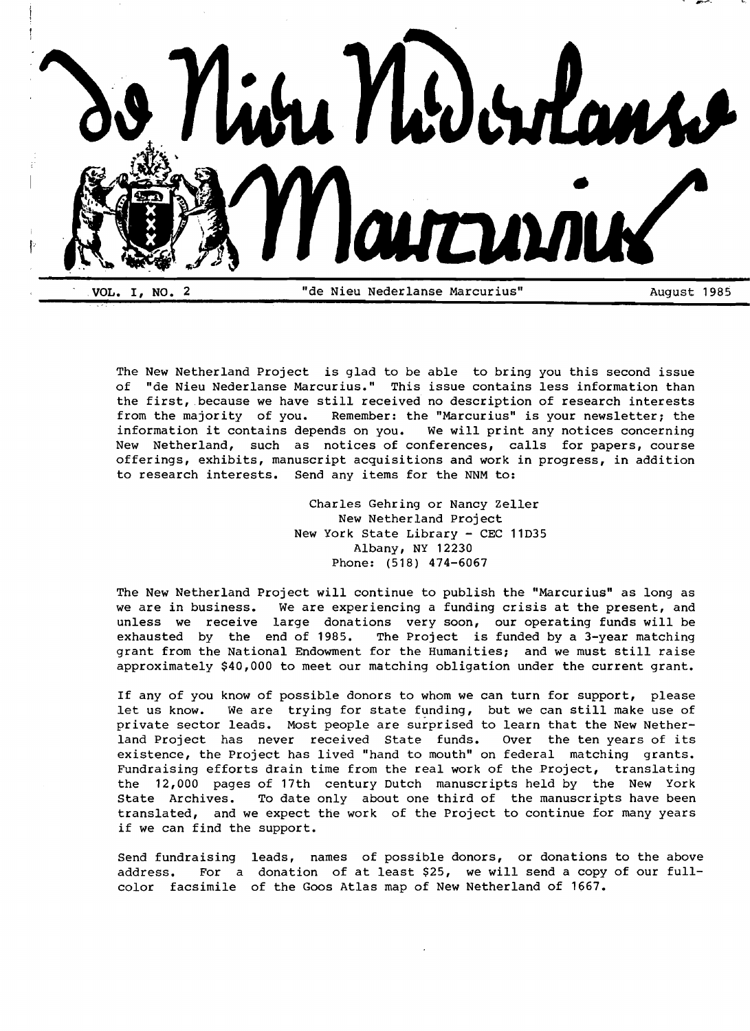# de Nieu Nederlanse Marcurius

VOL. I, NO. 2 "de Nieu Nederlanse Marcurius" August 1985

The New Netherland Project is glad to be able to bring you this second issue of "de Nieu Nederlanse Marcurius." This issue contains less information than the first, because we have still received no description of research interests from the majority of you. Remember: the "Marcurius" is your newsletter; the information it contains depends on you. We will print any notices concerning New Netherland, such as notices of conferences, calls for papers, course offerings, exhibits, manuscript acquisitions and work in progress, in addition to research interests. Send any items for the NNM to:

Charles Gehring or Nancy Zeller
New Netherland Project
New York State Library - CEC 11D35
Albany, NY 12230
Phone: (518) 474-6067

The New Netherland Project will continue to publish the "Marcurius" as long as we are in business. We are experiencing a funding crisis at the present, and unless we receive large donations very soon, our operating funds will be exhausted by the end of 1985. The Project is funded by a 3-year matching grant from the National Endowment for the Humanities; and we must still raise approximately $40,000 to meet our matching obligation under the current grant.

If any of you know of possible donors to whom we can turn for support, please let us know. We are trying for state funding, but we can still make use of private sector leads. Most people are surprised to learn that the New Netherland Project has never received State funds. Over the ten years of its existence, the Project has lived "hand to mouth" on federal matching grants. Fundraising efforts drain time from the real work of the Project, translating the 12,000 pages of 17th century Dutch manuscripts held by the New York State Archives. To date only about one third of the manuscripts have been translated, and we expect the work of the Project to continue for many years if we can find the support.

Send fundraising leads, names of possible donors, or donations to the above address. For a donation of at least $25, we will send a copy of our full-color facsimile of the Goos Atlas map of New Netherland of 1667.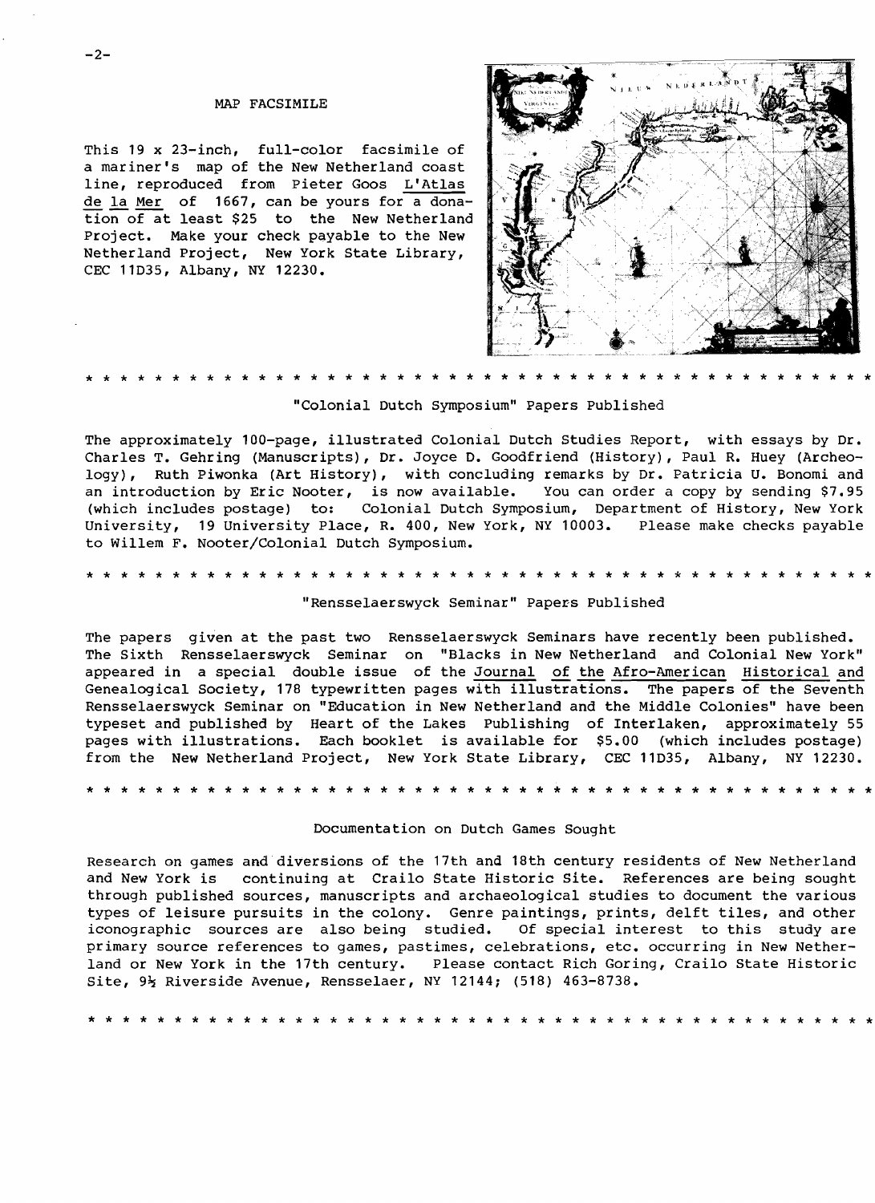## MAP FACSIMILE

This 19 x 23-inch, full-color facsimile of a mariner's map of the New Netherland coast line, reproduced from Pieter Goos L'Atlas de la Mer of 1667, can be yours for a donation of at least $25 to the New Netherland Project. Make your check payable to the New Netherland Project, New York State Library, CEC 11D35, Albany, NY 12230.

* * * * * * * * * * * * * * * * * * * * * * * * * * * * * * * * * * * * * * * * * * * * * *

## "Colonial Dutch Symposium" Papers Published

The approximately 100-page, illustrated Colonial Dutch Studies Report, with essays by Dr. Charles T. Gehring (Manuscripts), Dr. Joyce D. Goodfriend (History), Paul R. Huey (Archeology), Ruth Piwonka (Art History), with concluding remarks by Dr. Patricia U. Bonomi and an introduction by Eric Nooter, is now available. You can order a copy by sending $7.95 (which includes postage) to: Colonial Dutch Symposium, Department of History, New York University, 19 University Place, R. 400, New York, NY 10003. Please make checks payable to Willem F. Nooter/Colonial Dutch Symposium.

* * * * * * * * * * * * * * * * * * * * * * * * * * * * * * * * * * * * * * * * * * * * * *

## "Rensselaerswyck Seminar" Papers Published

The papers given at the past two Rensselaerswyck Seminars have recently been published. The Sixth Rensselaerswyck Seminar on "Blacks in New Netherland and Colonial New York" appeared in a special double issue of the Journal of the Afro-American Historical and Genealogical Society, 178 typewritten pages with illustrations. The papers of the Seventh Rensselaerswyck Seminar on "Education in New Netherland and the Middle Colonies" have been typeset and published by Heart of the Lakes Publishing of Interlaken, approximately 55 pages with illustrations. Each booklet is available for $5.00 (which includes postage) from the New Netherland Project, New York State Library, CEC 11D35, Albany, NY 12230.

* * * * * * * * * * * * * * * * * * * * * * * * * * * * * * * * * * * * * * * * * * * * * *

## Documentation on Dutch Games Sought

Research on games and diversions of the 17th and 18th century residents of New Netherland and New York is continuing at Crailo State Historic Site. References are being sought through published sources, manuscripts and archaeological studies to document the various types of leisure pursuits in the colony. Genre paintings, prints, delft tiles, and other iconographic sources are also being studied. Of special interest to this study are primary source references to games, pastimes, celebrations, etc. occurring in New Netherland or New York in the 17th century. Please contact Rich Goring, Crailo State Historic Site, 9½ Riverside Avenue, Rensselaer, NY 12144; (518) 463-8738.

* * * * * * * * * * * * * * * * * * * * * * * * * * * * * * * * * * * * * * * * * * * * * *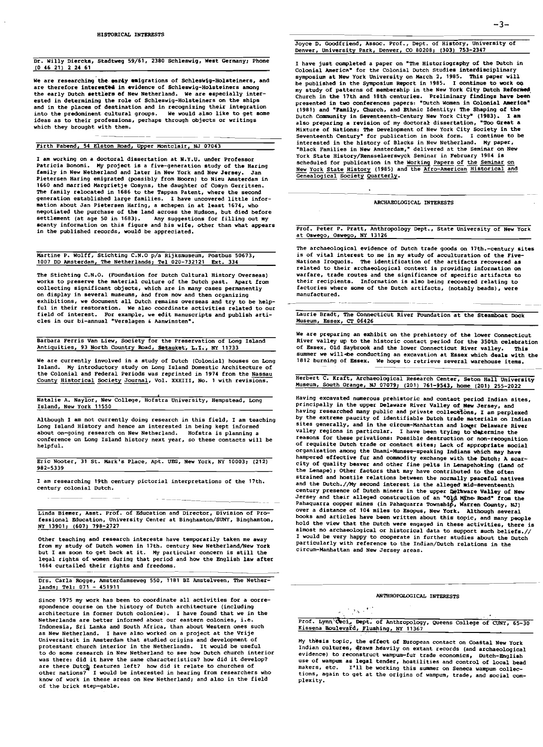## HISTORICAL INTERESTS

**Dr. Willy Diercks, Stadtweg 59/61, 2380 Schleswig, West Germany; Phone (0 46 21) 2 24 61**

We are researching the early emigrations of Schleswig-Holsteiners, and are therefore interested in evidence of Schleswig-Holsteiners among the early Dutch settlers of New Netherland. We are especially interested in determining the role of Schleswig-Holsteiners on the ships and in the places of destination and in recognizing their integration into the predominent cultural groups. We would also like to get some ideas as to their professions, perhaps through objects or writings which they brought with them.

**Firth Fabend, 54 Elston Road, Upper Montclair, NJ 07043**

I am working on a doctoral dissertation at N.Y.U. under Professor Patricia Bonomi. My project is a five-generation study of the Haring family in New Netherland and later in New York and New Jersey. Jan Pietersen Haring emigrated (possibly from Hoorn) to Nieu Amsterdam in 1660 and married Margrietje Cosyns, the daughter of Cosyn Gerritsen. The family relocated in 1686 to the Tappan Patent, where the second generation established large families. I have uncovered little information about Jan Pietersen Haring, a schepen in at least 1674, who negotiated the purchase of the land across the Hudson, but died before settlement (at age 50 in 1683). Any suggestions for filling out my scanty information on this figure and his wife, other than what appears in the published records, would be appreciated.

**Martine P. Wolff, Stichting C.N.O p/a Rijksmuseum, Postbus 50673, 1007 DD Amsterdam, The Netherlands; Tel 020-732121 Ext. 334**

The Stichting C.N.O. (Foundation for Dutch Cultural History Overseas) works to preserve the material culture of the Dutch past. Apart from collecting significant objects, which are in many cases permanently on display in several museums, and from now and then organizing exhibitions, we document all Dutch remains overseas and try to be helpful in their restoration. We also coordinate activities related to our field of interest. For example, we edit manuscripts and publish articles in our bi-annual "Verslagen & Aanwinsten".

**Barbara Ferris Van Liew, Society for the Preservation of Long Island Antiquities, 93 North Country Road, Setauket, L.I., NY 11733**

We are currently involved in a study of Dutch (Colonial) houses on Long Island. My introductory study on Long Island Domestic Architecture of the Colonial and Federal Periods was reprinted in 1974 from the Nassau County Historical Society Journal, Vol. XXXIII, No. 1 with revisions.

**Natalie A. Naylor, New College, Hofstra University, Hempstead, Long Island, New York 11550**

Although I am not currently doing research in this field, I am teaching Long Island History and hence am interested in being kept informed about on-going research on New Netherland. Hofstra is planning a conference on Long Island history next year, so these contacts will be helpful.

**Eric Nooter, 31 St. Mark's Place, Apt. UEG, New York, NY 10003; (212) 982-5339**

I am researching 19th century pictorial interpretations of the 17th. century colonial Dutch.

**Linda Biemer, Asst. Prof. of Education and Director, Division of Professional Education, University Center at Binghamton/SUNY, Binghamton, NY 13901; (607) 798-2727**

Other teaching and research interests have temporarily taken me away from my study of Dutch women in 17th. century New Netherland/New York but I am soon to get back at it. My particular concern is still the legal rights of women during that period and how the English law after 1664 curtailed their rights and freedoms.

**Drs. Carla Rogge, Amsterdamseweg 550, 1181 BZ Amstelveen, The Netherlands; Tel: 071 - 451911**

Since 1975 my work has been to coordinate all activities for a correspondence course on the history of Dutch architecture (including architecture in former Dutch colonies). I have found that we in the Netherlands are better informed about our eastern colonies, i.e. Indonesia, Sri Lanka and South Africa, than about Western ones such as New Netherland. I have also worked on a project at the Vrije Universiteit in Amsterdam that studied origins and development of protestant church interior in the Netherlands. It would be useful to do some research in New Netherland to see how Dutch church interior was there: did it have the same characteristics? how did it develop? are there Dutch features left? how did it relate to churches of other nations? I would be interested in hearing from researchers who know of work in these areas on New Netherland; and also in the field of the brick step-gable.

**Joyce D. Goodfriend, Assoc. Prof., Dept. of History, University of Denver, University Park, Denver, CO 80208; (303) 753-2347**

I have just completed a paper on "The Historiography of the Dutch in Colonial America" for the Colonial Dutch Studies interdisciplinary symposium at New York University on March 2, 1985. This paper will be published in the Symposium Report in 1985. I continue to work on my study of patterns of membership in the New York City Dutch Reformed Church in the 17th and 18th centuries. Preliminary findings have been presented in two conferences papers: "Dutch Women in Colonial America" (1981) and "Family, Church, and Ethnic Identity: The Shaping of the Dutch Community in Seventeenth-Century New York City" (1983). I am also preparing a revision of my doctoral dissertation, "Too Great a Mixture of Nations: The Development of New York City Society in the Seventeenth Century" for publication in book form. I continue to be interested in the history of Blacks in New Netherland. My paper, "Black Families in New Amsterdam," delivered at the Seminar on New York State History/Rensselaerswyck Seminar in February 1984 is scheduled for publication in the Working Papers of the Seminar on New York State History (1985) and the Afro-American Historical and Genealogical Society Quarterly.

## ARCHAEOLOGICAL INTERESTS

**Prof. Peter P. Pratt, Anthropology Dept., State University of New York at Oswego, Oswego, NY 13126**

The archaeological evidence of Dutch trade goods on 17th.-century sites is of vital interest to me in my study of acculturation of the Five-Nations Iroquois. The identification of the artifacts recovered as related to their archaeological context is providing information on warfare, trade routes and the significance of specific artifacts to their recipients. Information is also being recovered relating to factories where some of the Dutch artifacts, (notably beads), were manufactured.

**Laurie Bradt, The Connecticut River Foundation at the Steamboat Dock Museum, Essex, CT 06426**

We are preparing an exhibit on the prehistory of the lower Connecticut River valley up to the historic contact period for the 350th celebration of Essex, Old Saybrook and the lower Connecticut River valley. This summer we will be conducting an excavation at Essex which deals with the 1812 burning of Essex. We hope to retrieve several warehouse items.

**Herbert C. Kraft, Archaeological Research Center, Seton Hall University Museum, South Orange, NJ 07079; (201) 761-9543, home (201) 255-2022**

Having excavated numerous prehistoric and contact period Indian sites, principally in the upper Delaware River Valley of New Jersey, and having researched many public and private collections, I am perplexed by the extreme paucity of identifiable Dutch trade materials on Indian sites generally, and in the circum-Manhattan and lower Delaware River valley regions in particular. I have been trying to determine the reasons for these privations: Possible destruction or non-recognition of requisite Dutch trade or contact sites; Lack of appropriate social organization among the Unami-Munsee-speaking Indians which may have hampered effective fur and commodity exchange with the Dutch; A scarcity of quality beaver and other fine pelts in Lenapehoking (Land of the Lenape); Other factors that may have contributed to the often strained and hostile relations between the normally peaceful natives and the Dutch.//My second interest is the alleged mid-seventeenth century presence of Dutch miners in the upper Delaware Valley of New Jersey and their alleged construction of an "Old Mine Road" from the Pahaquarra copper mines (in Pahaquarra Township, Warren County, NJ) over a distance of 104 miles to Esopus, New York. Although several books and articles have been written about this topic, and many people hold the view that the Dutch were engaged in these activities, there is almost no archaeological or historical data to support such beliefs.// I would be very happy to cooperate in further studies about the Dutch particularly with reference to the Indian/Dutch relations in the circum-Manhattan and New Jersey areas.

## ANTHROPOLOGICAL INTERESTS

**Prof. Lynn Ceci, Dept. of Anthropology, Queens College of CUNY, 65-30 Kissena Boulevard, Flushing, NY 11367**

My thesis topic, the effect of European contact on Coastal New York Indian cultures, draws heavily on extant records (and archaeological evidence) to reconstruct wampum-fur trade economics, Dutch-English use of wampum as legal tender, hostilities and control of local bead makers, etc. I'll be working this summer on Seneca wampum collections, again to get at the origins of wampum, trade, and social complexity.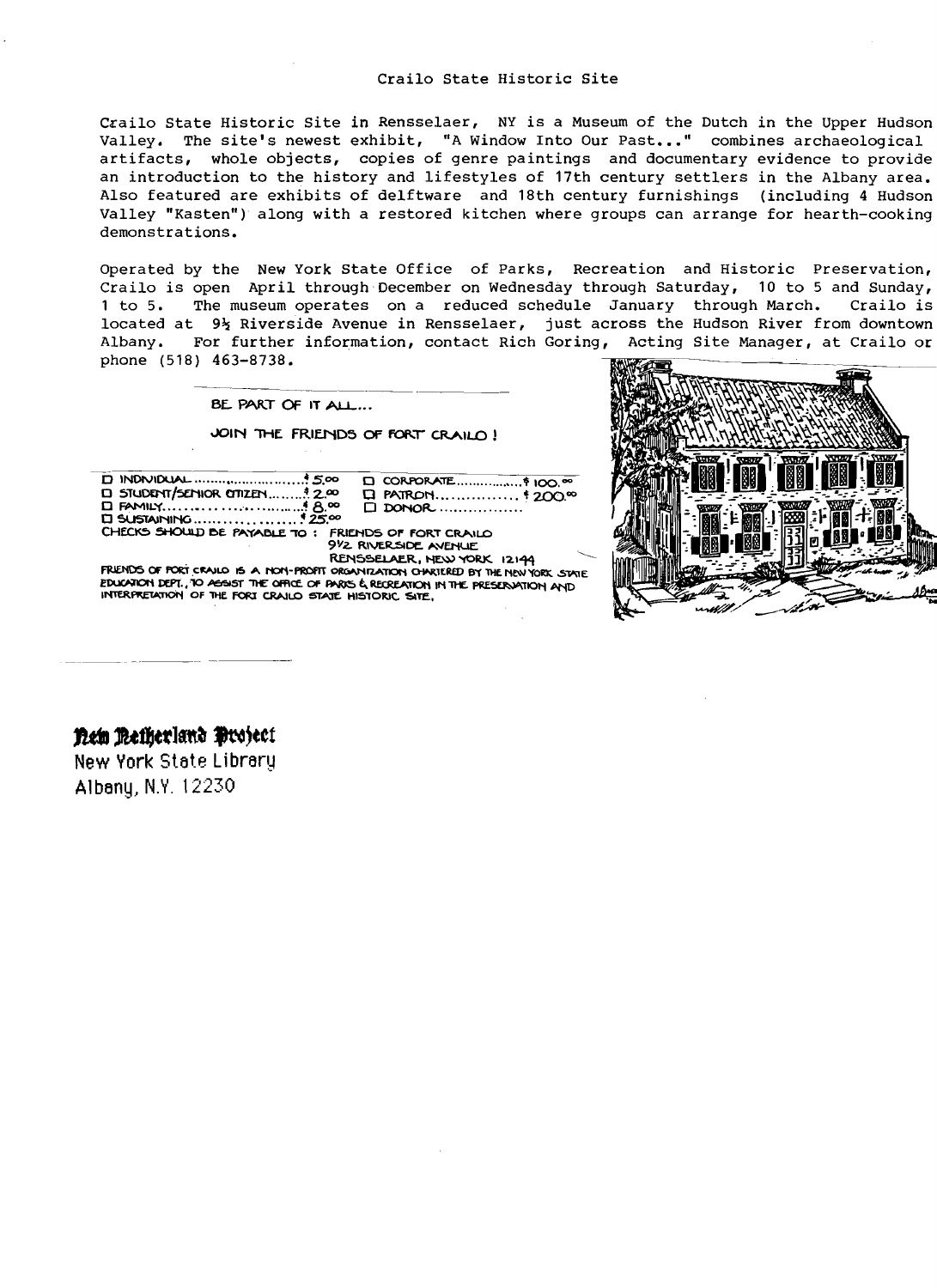# Crailo State Historic Site

Crailo State Historic Site in Rensselaer, NY is a Museum of the Dutch in the Upper Hudson Valley. The site's newest exhibit, "A Window Into Our Past..." combines archaeological artifacts, whole objects, copies of genre paintings and documentary evidence to provide an introduction to the history and lifestyles of 17th century settlers in the Albany area. Also featured are exhibits of delftware and 18th century furnishings (including 4 Hudson Valley "Kasten") along with a restored kitchen where groups can arrange for hearth-cooking demonstrations.

Operated by the New York State Office of Parks, Recreation and Historic Preservation, Crailo is open April through December on Wednesday through Saturday, 10 to 5 and Sunday, 1 to 5. The museum operates on a reduced schedule January through March. Crailo is located at 9½ Riverside Avenue in Rensselaer, just across the Hudson River from downtown Albany. For further information, contact Rich Goring, Acting Site Manager, at Crailo or phone (518) 463-8738.

BE PART OF IT ALL...

JOIN THE FRIENDS OF FORT CRAILO!

| | |
|---|---|
| ☐ INDIVIDUAL .................... $5.00 | ☐ CORPORATE .............. $100.00 |
| ☐ STUDENT/SENIOR CITIZEN ........ $2.00 | ☐ PATRON ................ $200.00 |
| ☐ FAMILY ..................... $8.00 | ☐ DONOR ................ |
| ☐ SUSTAINING .................. $25.00 | |

CHECKS SHOULD BE PAYABLE TO: FRIENDS OF FORT CRAILO
9½ RIVERSIDE AVENUE
RENSSELAER, NEW YORK 12144

FRIENDS OF FORT CRAILO IS A NON-PROFIT ORGANIZATION CHARTERED BY THE NEW YORK STATE EDUCATION DEPT., TO ASSIST THE OFFICE OF PARKS & RECREATION IN THE PRESERVATION AND INTERPRETATION OF THE FORT CRAILO STATE HISTORIC SITE.

**New Netherland Project**
New York State Library
Albany, N.Y. 12230